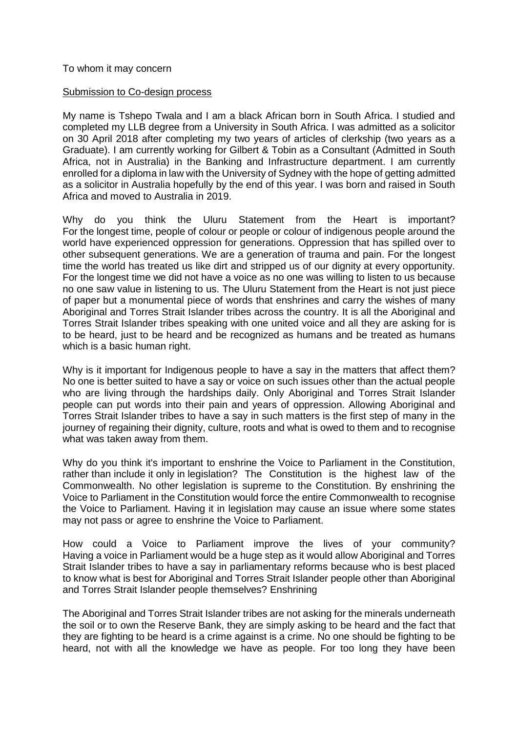To whom it may concern

Submission to Co-design process

My name is Tshepo Twala and I am a black African born in South Africa. I studied and completed my LLB degree from a University in South Africa. I was admitted as a solicitor on 30 April 2018 after completing my two years of articles of clerkship (two years as a Graduate). I am currently working for Gilbert & Tobin as a Consultant (Admitted in South Africa, not in Australia) in the Banking and Infrastructure department. I am currently enrolled for a diploma in law with the University of Sydney with the hope of getting admitted as a solicitor in Australia hopefully by the end of this year. I was born and raised in South Africa and moved to Australia in 2019.

Why do you think the Uluru Statement from the Heart is important? For the longest time, people of colour or people or colour of indigenous people around the world have experienced oppression for generations. Oppression that has spilled over to other subsequent generations. We are a generation of trauma and pain. For the longest time the world has treated us like dirt and stripped us of our dignity at every opportunity. For the longest time we did not have a voice as no one was willing to listen to us because no one saw value in listening to us. The Uluru Statement from the Heart is not just piece of paper but a monumental piece of words that enshrines and carry the wishes of many Aboriginal and Torres Strait Islander tribes across the country. It is all the Aboriginal and Torres Strait Islander tribes speaking with one united voice and all they are asking for is to be heard, just to be heard and be recognized as humans and be treated as humans which is a basic human right.

Why is it important for Indigenous people to have a say in the matters that affect them? No one is better suited to have a say or voice on such issues other than the actual people who are living through the hardships daily. Only Aboriginal and Torres Strait Islander people can put words into their pain and years of oppression. Allowing Aboriginal and Torres Strait Islander tribes to have a say in such matters is the first step of many in the journey of regaining their dignity, culture, roots and what is owed to them and to recognise what was taken away from them.

Why do you think it's important to enshrine the Voice to Parliament in the Constitution, rather than include it only in legislation? The Constitution is the highest law of the Commonwealth. No other legislation is supreme to the Constitution. By enshrining the Voice to Parliament in the Constitution would force the entire Commonwealth to recognise the Voice to Parliament. Having it in legislation may cause an issue where some states may not pass or agree to enshrine the Voice to Parliament.

How could a Voice to Parliament improve the lives of your community? Having a voice in Parliament would be a huge step as it would allow Aboriginal and Torres Strait Islander tribes to have a say in parliamentary reforms because who is best placed to know what is best for Aboriginal and Torres Strait Islander people other than Aboriginal and Torres Strait Islander people themselves? Enshrining

The Aboriginal and Torres Strait Islander tribes are not asking for the minerals underneath the soil or to own the Reserve Bank, they are simply asking to be heard and the fact that they are fighting to be heard is a crime against is a crime. No one should be fighting to be heard, not with all the knowledge we have as people. For too long they have been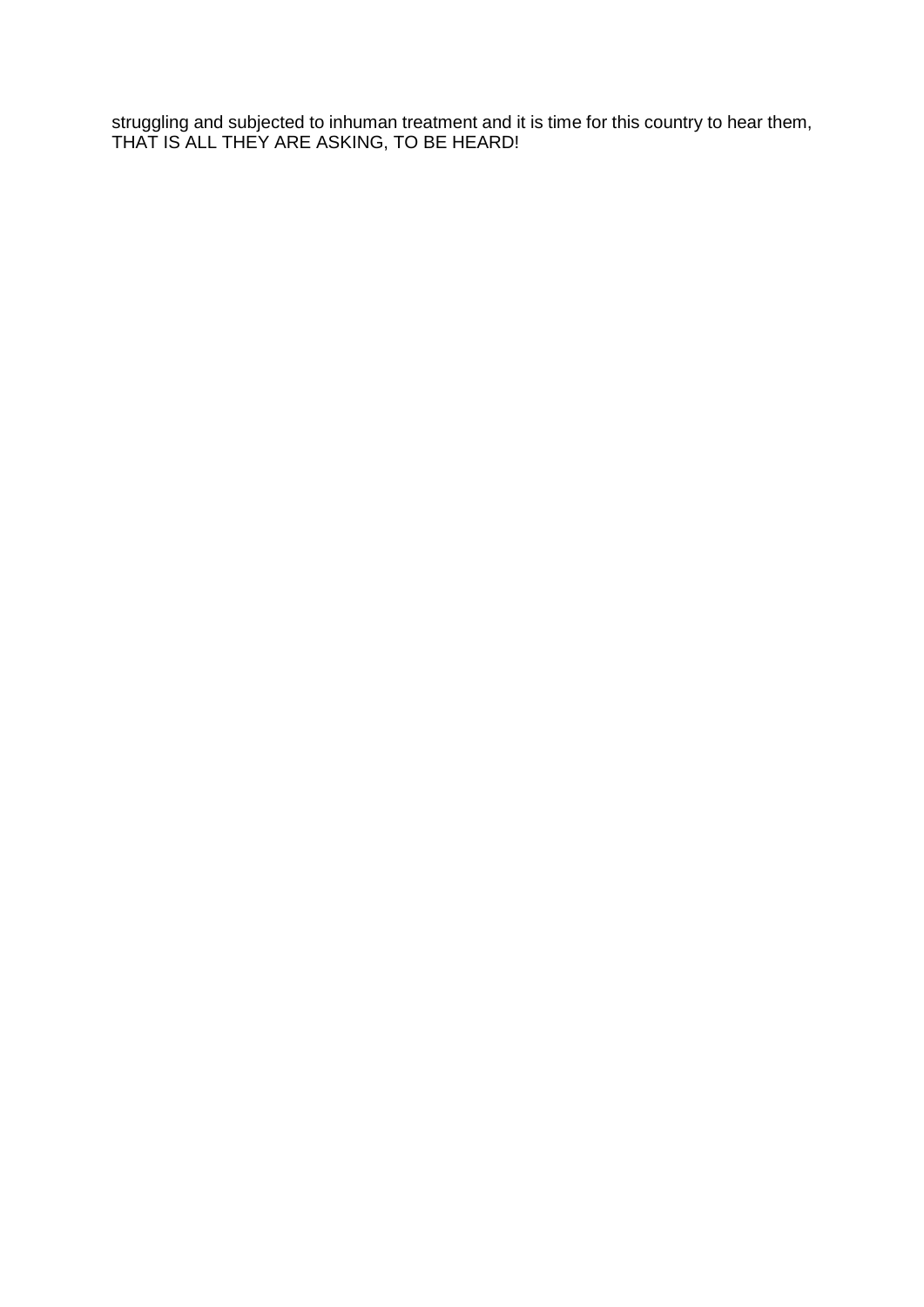struggling and subjected to inhuman treatment and it is time for this country to hear them, THAT IS ALL THEY ARE ASKING, TO BE HEARD!